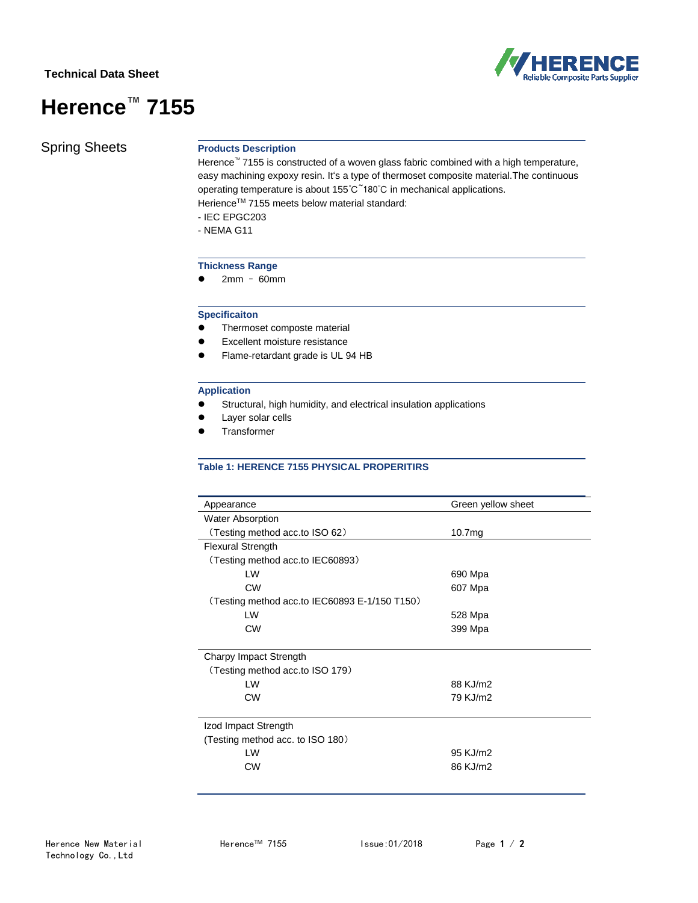Technical Data Sheet

# Herence™ 7155

## Spring Sheets

### Products Description

Herence™ 7155 is constructed of a woven glass fabric combined with a high temperature, easy machining expoxy resin. It's a type of thermoset composite material.The continuous operating temperature is about 155℃~180℃ in mechanical applications.

Herience™ 7155 meets below material standard:

- IEC EPGC203
- NEMA G11

### Thickness Range

- 2mm – 60mm

### Specificaiton

- Thermoset compose material
- Excellent moisture resistance
- Flame-retardant grade is UL 94 HB

### Application

- Structural, high humidity, and electrical insulation applications
- Layer solar cells
- Transformer

### Table 1: HERENCE 7155 PHYSICAL PROPERITIRS

| Appearance | Green yellow sheet |
|---|---|
| Water Absorption<br>（Testing method acc.to ISO 62） | 10.7mg |
| Flexural Strength | |
| （Testing method acc.to IEC60893） | |
| LW | 690 Mpa |
| CW | 607 Mpa |
| （Testing method acc.to IEC60893 E-1/150 T150） | |
| LW | 528 Mpa |
| CW | 399 Mpa |
| Charpy Impact Strength | |
| （Testing method acc.to ISO 179） | |
| LW | 88 KJ/m2 |
| CW | 79 KJ/m2 |
| Izod Impact Strength | |
| (Testing method acc. to ISO 180） | |
| LW | 95 KJ/m2 |
| CW | 86 KJ/m2 |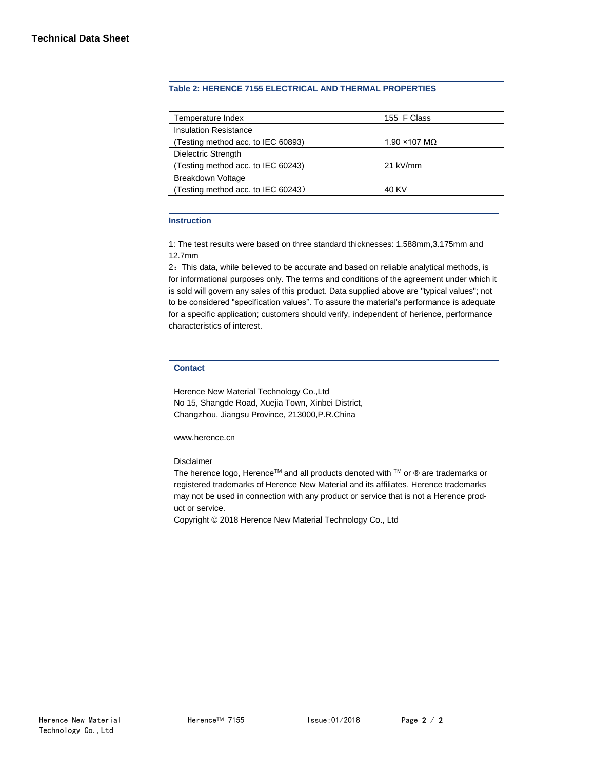**Technical Data Sheet**

### Table 2: HERENCE 7155 ELECTRICAL AND THERMAL PROPERTIES

| | |
|---|---|
| Temperature Index | 155 F Class |
| Insulation Resistance (Testing method acc. to IEC 60893) | 1.90 ×107 MΩ |
| Dielectric Strength (Testing method acc. to IEC 60243) | 21 kV/mm |
| Breakdown Voltage (Testing method acc. to IEC 60243） | 40 KV |

### Instruction

1: The test results were based on three standard thicknesses: 1.588mm,3.175mm and 12.7mm

2：This data, while believed to be accurate and based on reliable analytical methods, is for informational purposes only. The terms and conditions of the agreement under which it is sold will govern any sales of this product. Data supplied above are "typical values"; not to be considered "specification values”. To assure the material's performance is adequate for a specific application; customers should verify, independent of herience, performance characteristics of interest.

### Contact

Herence New Material Technology Co.,Ltd
No 15, Shangde Road, Xuejia Town, Xinbei District,
Changzhou, Jiangsu Province, 213000,P.R.China

www.herence.cn

Disclaimer

The herence logo, Herence™ and all products denoted with ™ or ® are trademarks or registered trademarks of Herence New Material and its affiliates. Herence trademarks may not be used in connection with any product or service that is not a Herence product or service.

Copyright © 2018 Herence New Material Technology Co., Ltd